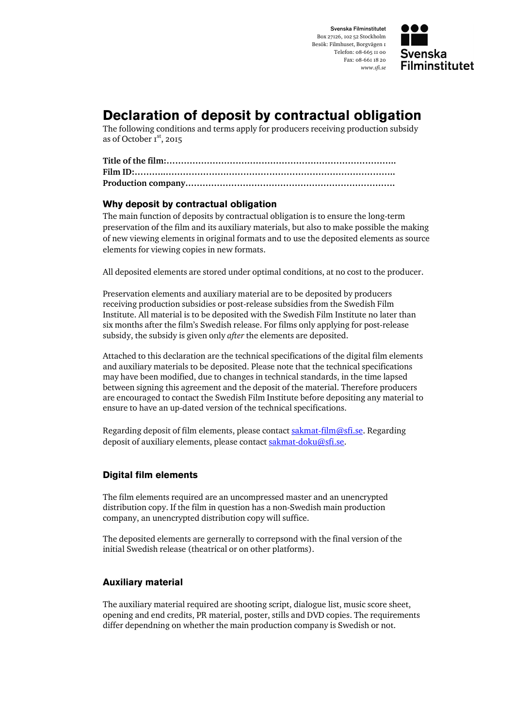Svenska Filminstitutet
Box 27126, 102 52 Stockholm
Besök: Filmhuset, Borgvägen 1
Telefon: 08-665 11 00
Fax: 08-661 18 20
*www.sfi.se*

# Declaration of deposit by contractual obligation

The following conditions and terms apply for producers receiving production subsidy as of October 1st, 2015

**Title of the film:……………………………………………………………………..**
**Film ID:………………………………………………………………………………..**
**Production company………………………………………………………………**

## Why deposit by contractual obligation

The main function of deposits by contractual obligation is to ensure the long-term preservation of the film and its auxiliary materials, but also to make possible the making of new viewing elements in original formats and to use the deposited elements as source elements for viewing copies in new formats.

All deposited elements are stored under optimal conditions, at no cost to the producer.

Preservation elements and auxiliary material are to be deposited by producers receiving production subsidies or post-release subsidies from the Swedish Film Institute. All material is to be deposited with the Swedish Film Institute no later than six months after the film's Swedish release. For films only applying for post-release subsidy, the subsidy is given only *after* the elements are deposited.

Attached to this declaration are the technical specifications of the digital film elements and auxiliary materials to be deposited. Please note that the technical specifications may have been modified, due to changes in technical standards, in the time lapsed between signing this agreement and the deposit of the material. Therefore producers are encouraged to contact the Swedish Film Institute before depositing any material to ensure to have an up-dated version of the technical specifications.

Regarding deposit of film elements, please contact sakmat-film@sfi.se. Regarding deposit of auxiliary elements, please contact sakmat-doku@sfi.se.

## Digital film elements

The film elements required are an uncompressed master and an unencrypted distribution copy. If the film in question has a non-Swedish main production company, an unencrypted distribution copy will suffice.

The deposited elements are gernerally to correpsond with the final version of the initial Swedish release (theatrical or on other platforms).

## Auxiliary material

The auxiliary material required are shooting script, dialogue list, music score sheet, opening and end credits, PR material, poster, stills and DVD copies. The requirements differ dependning on whether the main production company is Swedish or not.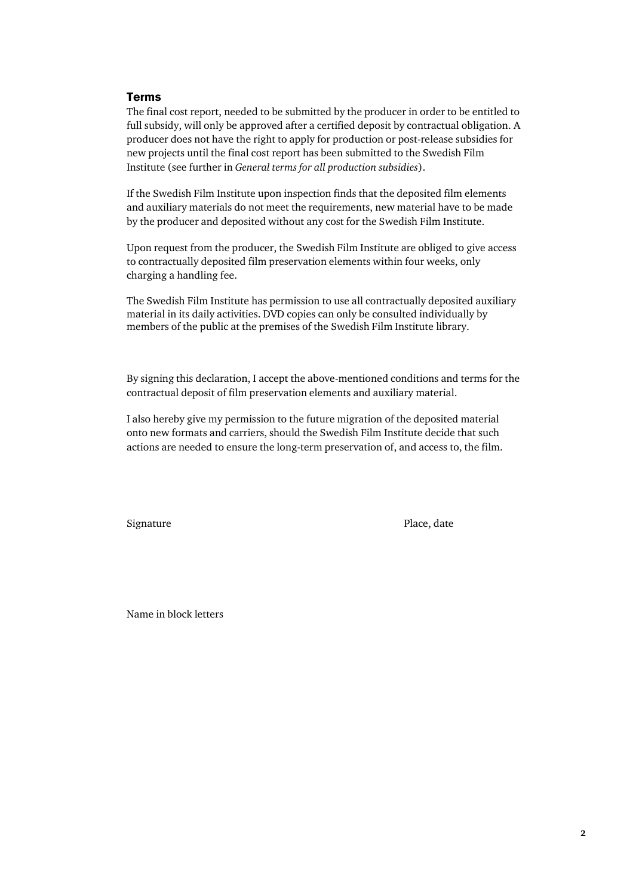## Terms

The final cost report, needed to be submitted by the producer in order to be entitled to full subsidy, will only be approved after a certified deposit by contractual obligation. A producer does not have the right to apply for production or post-release subsidies for new projects until the final cost report has been submitted to the Swedish Film Institute (see further in *General terms for all production subsidies*).

If the Swedish Film Institute upon inspection finds that the deposited film elements and auxiliary materials do not meet the requirements, new material have to be made by the producer and deposited without any cost for the Swedish Film Institute.

Upon request from the producer, the Swedish Film Institute are obliged to give access to contractually deposited film preservation elements within four weeks, only charging a handling fee.

The Swedish Film Institute has permission to use all contractually deposited auxiliary material in its daily activities. DVD copies can only be consulted individually by members of the public at the premises of the Swedish Film Institute library.

By signing this declaration, I accept the above-mentioned conditions and terms for the contractual deposit of film preservation elements and auxiliary material.

I also hereby give my permission to the future migration of the deposited material onto new formats and carriers, should the Swedish Film Institute decide that such actions are needed to ensure the long-term preservation of, and access to, the film.

Signature

Place, date

Name in block letters